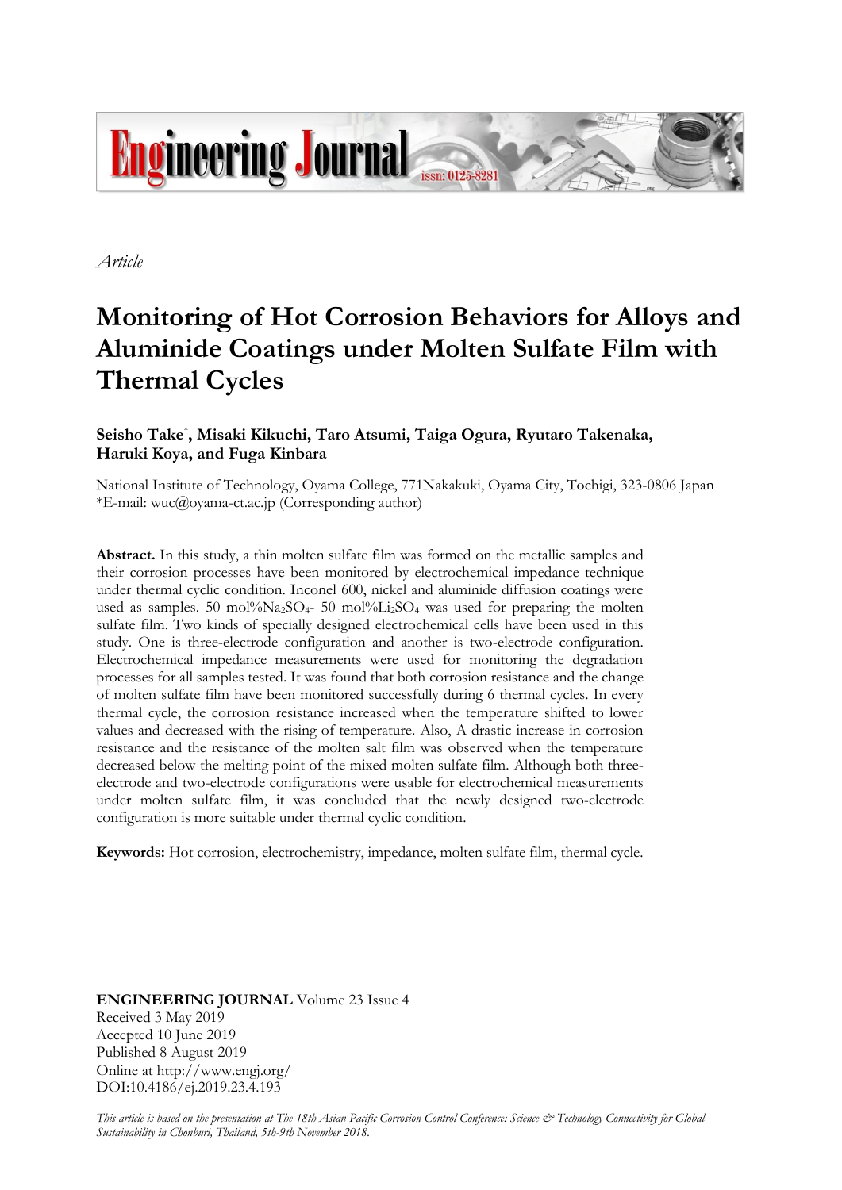*Article*

# Monitoring of Hot Corrosion Behaviors for Alloys and Aluminide Coatings under Molten Sulfate Film with Thermal Cycles

**Seisho Take*, Misaki Kikuchi, Taro Atsumi, Taiga Ogura, Ryutaro Takenaka, Haruki Koya, and Fuga Kinbara**

National Institute of Technology, Oyama College, 771Nakakuki, Oyama City, Tochigi, 323-0806 Japan
*E-mail: wuc@oyama-ct.ac.jp (Corresponding author)

**Abstract.** In this study, a thin molten sulfate film was formed on the metallic samples and their corrosion processes have been monitored by electrochemical impedance technique under thermal cyclic condition. Inconel 600, nickel and aluminide diffusion coatings were used as samples. 50 mol%$Na_2SO_4$- 50 mol%$Li_2SO_4$ was used for preparing the molten sulfate film. Two kinds of specially designed electrochemical cells have been used in this study. One is three-electrode configuration and another is two-electrode configuration. Electrochemical impedance measurements were used for monitoring the degradation processes for all samples tested. It was found that both corrosion resistance and the change of molten sulfate film have been monitored successfully during 6 thermal cycles. In every thermal cycle, the corrosion resistance increased when the temperature shifted to lower values and decreased with the rising of temperature. Also, A drastic increase in corrosion resistance and the resistance of the molten salt film was observed when the temperature decreased below the melting point of the mixed molten sulfate film. Although both three-electrode and two-electrode configurations were usable for electrochemical measurements under molten sulfate film, it was concluded that the newly designed two-electrode configuration is more suitable under thermal cyclic condition.

**Keywords:** Hot corrosion, electrochemistry, impedance, molten sulfate film, thermal cycle.

**ENGINEERING JOURNAL** Volume 23 Issue 4
Received 3 May 2019
Accepted 10 June 2019
Published 8 August 2019
Online at http://www.engj.org/
DOI:10.4186/ej.2019.23.4.193

*This article is based on the presentation at The 18th Asian Pacific Corrosion Control Conference: Science & Technology Connectivity for Global Sustainability in Chonburi, Thailand, 5th-9th November 2018.*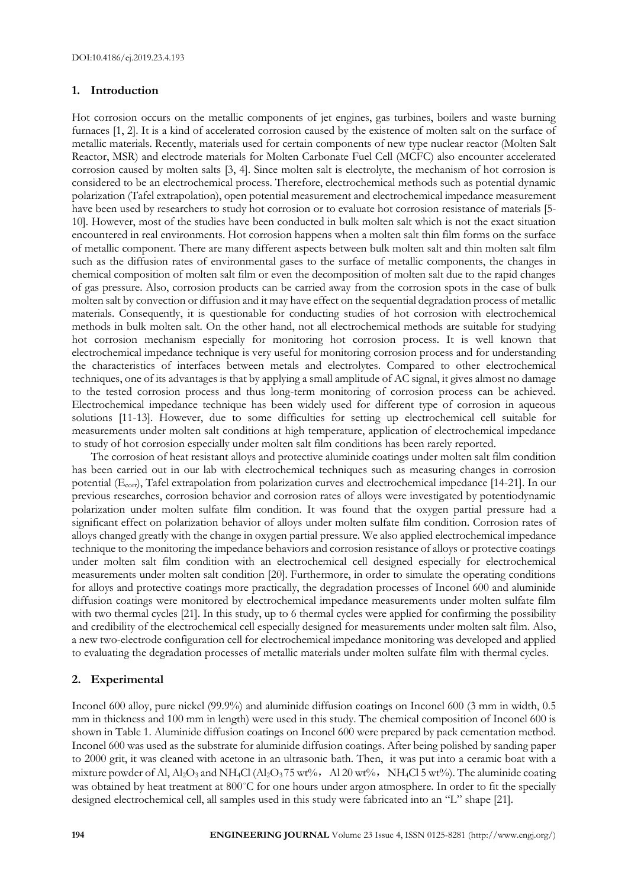## 1. Introduction

Hot corrosion occurs on the metallic components of jet engines, gas turbines, boilers and waste burning furnaces [1, 2]. It is a kind of accelerated corrosion caused by the existence of molten salt on the surface of metallic materials. Recently, materials used for certain components of new type nuclear reactor (Molten Salt Reactor, MSR) and electrode materials for Molten Carbonate Fuel Cell (MCFC) also encounter accelerated corrosion caused by molten salts [3, 4]. Since molten salt is electrolyte, the mechanism of hot corrosion is considered to be an electrochemical process. Therefore, electrochemical methods such as potential dynamic polarization (Tafel extrapolation), open potential measurement and electrochemical impedance measurement have been used by researchers to study hot corrosion or to evaluate hot corrosion resistance of materials [5-10]. However, most of the studies have been conducted in bulk molten salt which is not the exact situation encountered in real environments. Hot corrosion happens when a molten salt thin film forms on the surface of metallic component. There are many different aspects between bulk molten salt and thin molten salt film such as the diffusion rates of environmental gases to the surface of metallic components, the changes in chemical composition of molten salt film or even the decomposition of molten salt due to the rapid changes of gas pressure. Also, corrosion products can be carried away from the corrosion spots in the case of bulk molten salt by convection or diffusion and it may have effect on the sequential degradation process of metallic materials. Consequently, it is questionable for conducting studies of hot corrosion with electrochemical methods in bulk molten salt. On the other hand, not all electrochemical methods are suitable for studying hot corrosion mechanism especially for monitoring hot corrosion process. It is well known that electrochemical impedance technique is very useful for monitoring corrosion process and for understanding the characteristics of interfaces between metals and electrolytes. Compared to other electrochemical techniques, one of its advantages is that by applying a small amplitude of AC signal, it gives almost no damage to the tested corrosion process and thus long-term monitoring of corrosion process can be achieved. Electrochemical impedance technique has been widely used for different type of corrosion in aqueous solutions [11-13]. However, due to some difficulties for setting up electrochemical cell suitable for measurements under molten salt conditions at high temperature, application of electrochemical impedance to study of hot corrosion especially under molten salt film conditions has been rarely reported.

The corrosion of heat resistant alloys and protective aluminide coatings under molten salt film condition has been carried out in our lab with electrochemical techniques such as measuring changes in corrosion potential ($E_{corr}$), Tafel extrapolation from polarization curves and electrochemical impedance [14-21]. In our previous researches, corrosion behavior and corrosion rates of alloys were investigated by potentiodynamic polarization under molten sulfate film condition. It was found that the oxygen partial pressure had a significant effect on polarization behavior of alloys under molten sulfate film condition. Corrosion rates of alloys changed greatly with the change in oxygen partial pressure. We also applied electrochemical impedance technique to the monitoring the impedance behaviors and corrosion resistance of alloys or protective coatings under molten salt film condition with an electrochemical cell designed especially for electrochemical measurements under molten salt condition [20]. Furthermore, in order to simulate the operating conditions for alloys and protective coatings more practically, the degradation processes of Inconel 600 and aluminide diffusion coatings were monitored by electrochemical impedance measurements under molten sulfate film with two thermal cycles [21]. In this study, up to 6 thermal cycles were applied for confirming the possibility and credibility of the electrochemical cell especially designed for measurements under molten salt film. Also, a new two-electrode configuration cell for electrochemical impedance monitoring was developed and applied to evaluating the degradation processes of metallic materials under molten sulfate film with thermal cycles.

## 2. Experimental

Inconel 600 alloy, pure nickel (99.9%) and aluminide diffusion coatings on Inconel 600 (3 mm in width, 0.5 mm in thickness and 100 mm in length) were used in this study. The chemical composition of Inconel 600 is shown in Table 1. Aluminide diffusion coatings on Inconel 600 were prepared by pack cementation method. Inconel 600 was used as the substrate for aluminide diffusion coatings. After being polished by sanding paper to 2000 grit, it was cleaned with acetone in an ultrasonic bath. Then, it was put into a ceramic boat with a mixture powder of Al, $Al_2O_3$ and $NH_4Cl$ ($Al_2O_3$ 75 wt%, Al 20 wt%, $NH_4Cl$ 5 wt%). The aluminide coating was obtained by heat treatment at 800°C for one hours under argon atmosphere. In order to fit the specially designed electrochemical cell, all samples used in this study were fabricated into an "L" shape [21].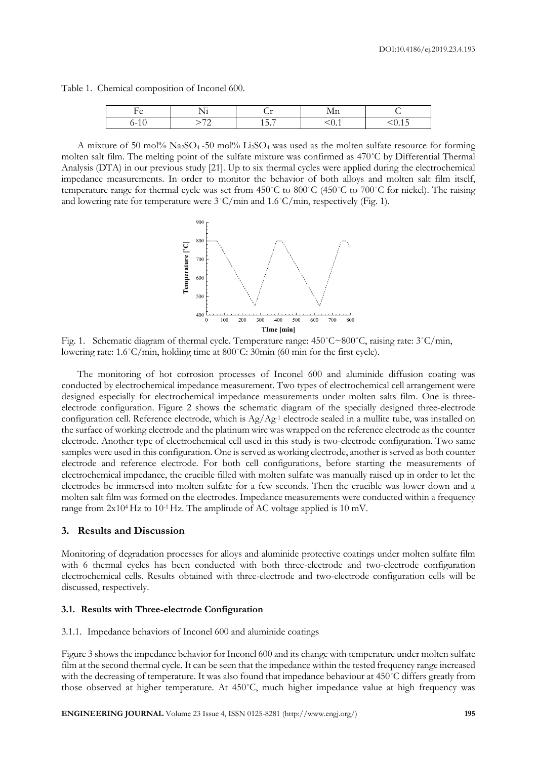Table 1. Chemical composition of Inconel 600.

| Fe | Ni | Cr | Mn | C |
|---|---|---|---|---|
| 6-10 | >72 | 15.7 | <0.1 | <0.15 |

A mixture of 50 mol% $Na_2SO_4$ -50 mol% $Li_2SO_4$ was used as the molten sulfate resource for forming molten salt film. The melting point of the sulfate mixture was confirmed as 470˚C by Differential Thermal Analysis (DTA) in our previous study [21]. Up to six thermal cycles were applied during the electrochemical impedance measurements. In order to monitor the behavior of both alloys and molten salt film itself, temperature range for thermal cycle was set from 450˚C to 800˚C (450˚C to 700˚C for nickel). The raising and lowering rate for temperature were 3˚C/min and 1.6˚C/min, respectively (Fig. 1).

Fig. 1. Schematic diagram of thermal cycle. Temperature range: 450˚C~800˚C, raising rate: 3˚C/min, lowering rate: 1.6˚C/min, holding time at 800˚C: 30min (60 min for the first cycle).

The monitoring of hot corrosion processes of Inconel 600 and aluminide diffusion coating was conducted by electrochemical impedance measurement. Two types of electrochemical cell arrangement were designed especially for electrochemical impedance measurements under molten salts film. One is three-electrode configuration. Figure 2 shows the schematic diagram of the specially designed three-electrode configuration cell. Reference electrode, which is $Ag/Ag^{-1}$ electrode sealed in a mullite tube, was installed on the surface of working electrode and the platinum wire was wrapped on the reference electrode as the counter electrode. Another type of electrochemical cell used in this study is two-electrode configuration. Two same samples were used in this configuration. One is served as working electrode, another is served as both counter electrode and reference electrode. For both cell configurations, before starting the measurements of electrochemical impedance, the crucible filled with molten sulfate was manually raised up in order to let the electrodes be immersed into molten sulfate for a few seconds. Then the crucible was lower down and a molten salt film was formed on the electrodes. Impedance measurements were conducted within a frequency range from $2x10^4$ Hz to $10^{-1}$ Hz. The amplitude of AC voltage applied is 10 mV.

## 3. Results and Discussion

Monitoring of degradation processes for alloys and aluminide protective coatings under molten sulfate film with 6 thermal cycles has been conducted with both three-electrode and two-electrode configuration electrochemical cells. Results obtained with three-electrode and two-electrode configuration cells will be discussed, respectively.

### 3.1. Results with Three-electrode Configuration

#### 3.1.1. Impedance behaviors of Inconel 600 and aluminide coatings

Figure 3 shows the impedance behavior for Inconel 600 and its change with temperature under molten sulfate film at the second thermal cycle. It can be seen that the impedance within the tested frequency range increased with the decreasing of temperature. It was also found that impedance behaviour at 450˚C differs greatly from those observed at higher temperature. At 450˚C, much higher impedance value at high frequency was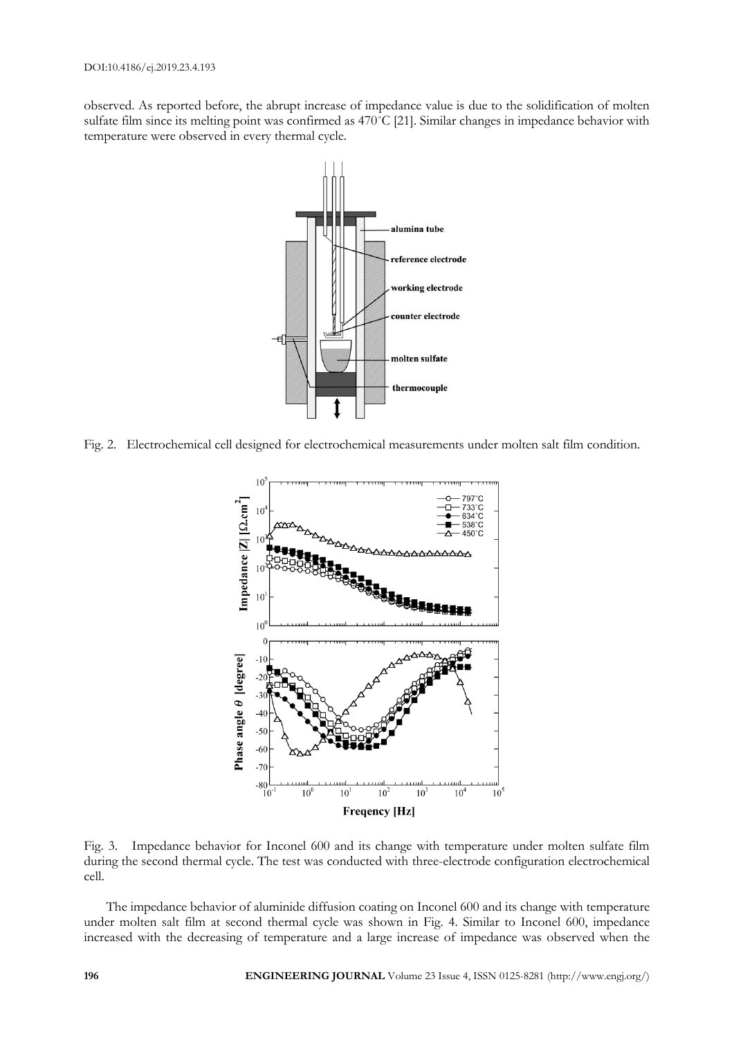observed. As reported before, the abrupt increase of impedance value is due to the solidification of molten sulfate film since its melting point was confirmed as 470°C [21]. Similar changes in impedance behavior with temperature were observed in every thermal cycle.

Fig. 2. Electrochemical cell designed for electrochemical measurements under molten salt film condition.

Fig. 3. Impedance behavior for Inconel 600 and its change with temperature under molten sulfate film during the second thermal cycle. The test was conducted with three-electrode configuration electrochemical cell.

The impedance behavior of aluminide diffusion coating on Inconel 600 and its change with temperature under molten salt film at second thermal cycle was shown in Fig. 4. Similar to Inconel 600, impedance increased with the decreasing of temperature and a large increase of impedance was observed when the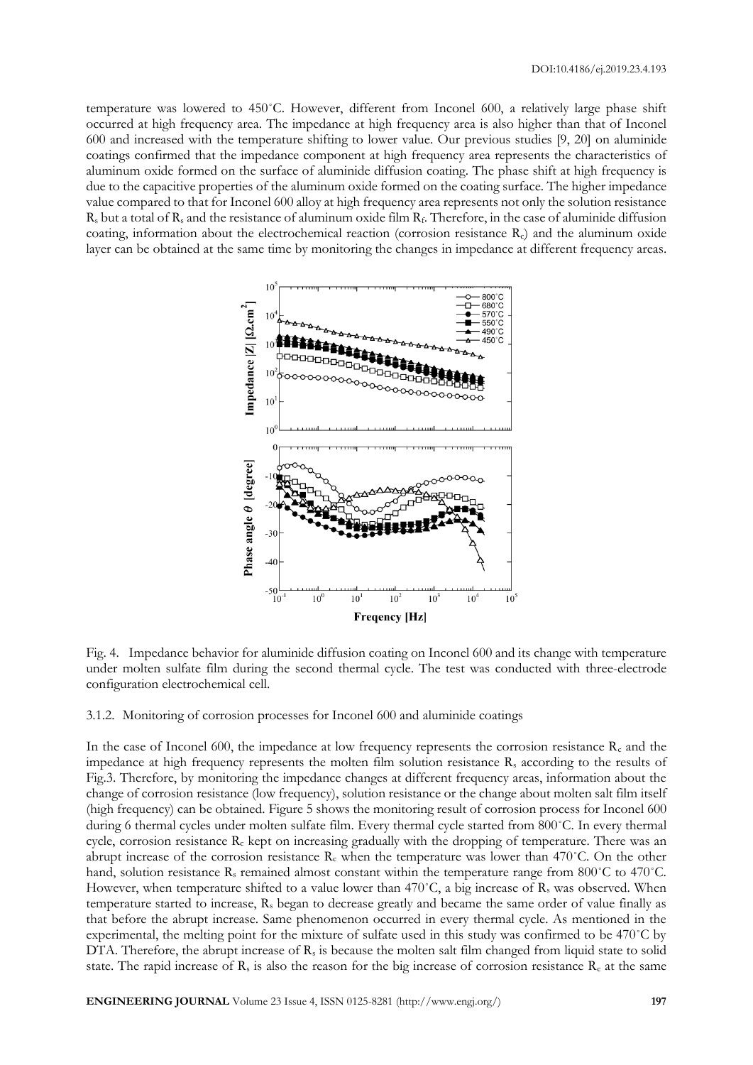temperature was lowered to 450˚C. However, different from Inconel 600, a relatively large phase shift occurred at high frequency area. The impedance at high frequency area is also higher than that of Inconel 600 and increased with the temperature shifting to lower value. Our previous studies [9, 20] on aluminide coatings confirmed that the impedance component at high frequency area represents the characteristics of aluminum oxide formed on the surface of aluminide diffusion coating. The phase shift at high frequency is due to the capacitive properties of the aluminum oxide formed on the coating surface. The higher impedance value compared to that for Inconel 600 alloy at high frequency area represents not only the solution resistance $R_s$ but a total of $R_s$ and the resistance of aluminum oxide film $R_f$. Therefore, in the case of aluminide diffusion coating, information about the electrochemical reaction (corrosion resistance $R_c$) and the aluminum oxide layer can be obtained at the same time by monitoring the changes in impedance at different frequency areas.

Fig. 4. Impedance behavior for aluminide diffusion coating on Inconel 600 and its change with temperature under molten sulfate film during the second thermal cycle. The test was conducted with three-electrode configuration electrochemical cell.

### 3.1.2. Monitoring of corrosion processes for Inconel 600 and aluminide coatings

In the case of Inconel 600, the impedance at low frequency represents the corrosion resistance $R_c$ and the impedance at high frequency represents the molten film solution resistance $R_s$ according to the results of Fig.3. Therefore, by monitoring the impedance changes at different frequency areas, information about the change of corrosion resistance (low frequency), solution resistance or the change about molten salt film itself (high frequency) can be obtained. Figure 5 shows the monitoring result of corrosion process for Inconel 600 during 6 thermal cycles under molten sulfate film. Every thermal cycle started from 800˚C. In every thermal cycle, corrosion resistance $R_c$ kept on increasing gradually with the dropping of temperature. There was an abrupt increase of the corrosion resistance $R_c$ when the temperature was lower than 470˚C. On the other hand, solution resistance $R_s$ remained almost constant within the temperature range from 800˚C to 470˚C. However, when temperature shifted to a value lower than 470˚C, a big increase of $R_s$ was observed. When temperature started to increase, $R_s$ began to decrease greatly and became the same order of value finally as that before the abrupt increase. Same phenomenon occurred in every thermal cycle. As mentioned in the experimental, the melting point for the mixture of sulfate used in this study was confirmed to be 470˚C by DTA. Therefore, the abrupt increase of $R_s$ is because the molten salt film changed from liquid state to solid state. The rapid increase of $R_s$ is also the reason for the big increase of corrosion resistance $R_c$ at the same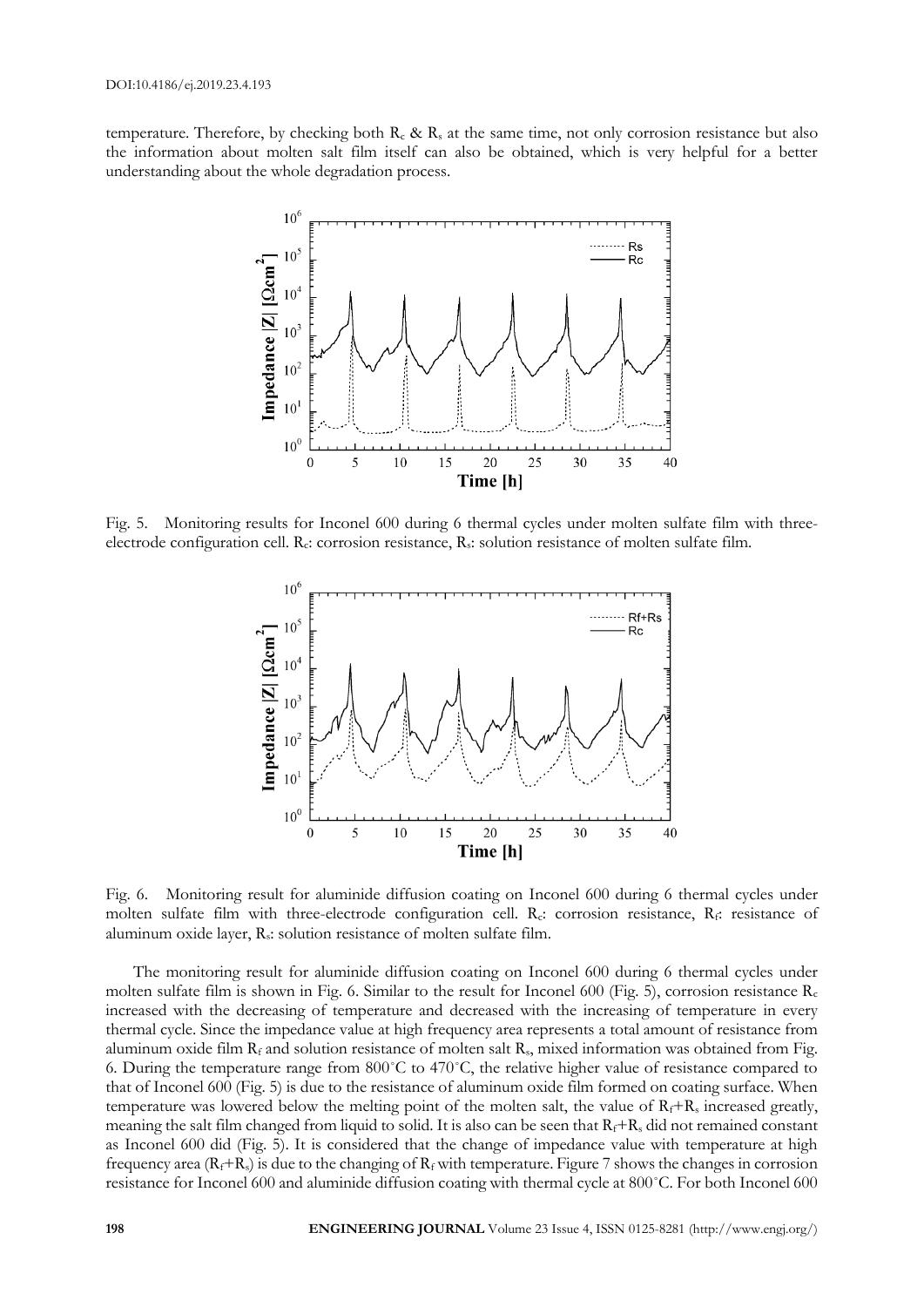temperature. Therefore, by checking both $R_c$ & $R_s$ at the same time, not only corrosion resistance but also the information about molten salt film itself can also be obtained, which is very helpful for a better understanding about the whole degradation process.

Fig. 5. Monitoring results for Inconel 600 during 6 thermal cycles under molten sulfate film with three-electrode configuration cell. $R_c$: corrosion resistance, $R_s$: solution resistance of molten sulfate film.

Fig. 6. Monitoring result for aluminide diffusion coating on Inconel 600 during 6 thermal cycles under molten sulfate film with three-electrode configuration cell. $R_c$: corrosion resistance, $R_f$: resistance of aluminum oxide layer, $R_s$: solution resistance of molten sulfate film.

The monitoring result for aluminide diffusion coating on Inconel 600 during 6 thermal cycles under molten sulfate film is shown in Fig. 6. Similar to the result for Inconel 600 (Fig. 5), corrosion resistance $R_c$ increased with the decreasing of temperature and decreased with the increasing of temperature in every thermal cycle. Since the impedance value at high frequency area represents a total amount of resistance from aluminum oxide film $R_f$ and solution resistance of molten salt $R_s$, mixed information was obtained from Fig. 6. During the temperature range from 800˚C to 470˚C, the relative higher value of resistance compared to that of Inconel 600 (Fig. 5) is due to the resistance of aluminum oxide film formed on coating surface. When temperature was lowered below the melting point of the molten salt, the value of $R_f$+$R_s$ increased greatly, meaning the salt film changed from liquid to solid. It is also can be seen that $R_f$+$R_s$ did not remained constant as Inconel 600 did (Fig. 5). It is considered that the change of impedance value with temperature at high frequency area ($R_f$+$R_s$) is due to the changing of $R_f$ with temperature. Figure 7 shows the changes in corrosion resistance for Inconel 600 and aluminide diffusion coating with thermal cycle at 800˚C. For both Inconel 600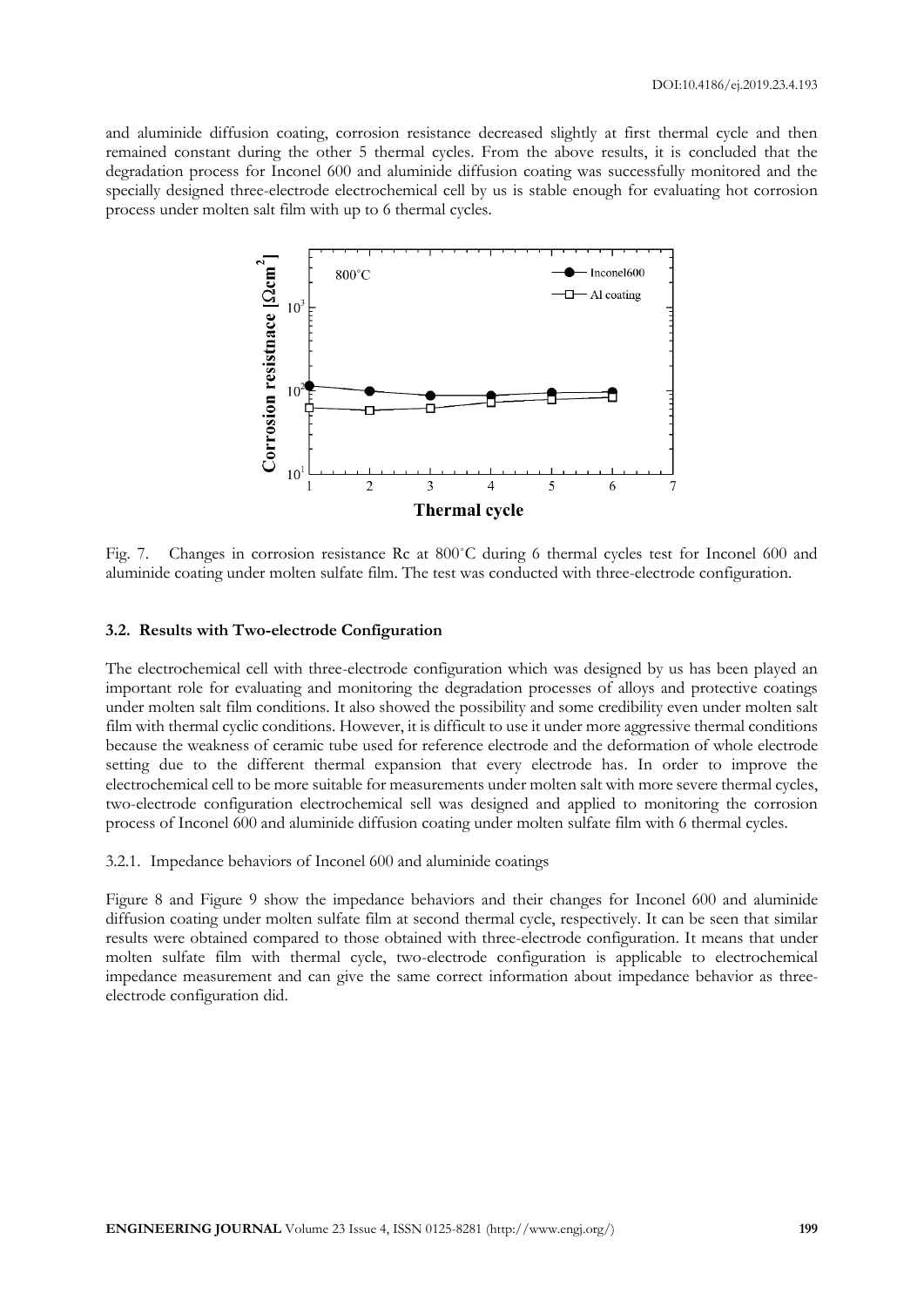and aluminide diffusion coating, corrosion resistance decreased slightly at first thermal cycle and then remained constant during the other 5 thermal cycles. From the above results, it is concluded that the degradation process for Inconel 600 and aluminide diffusion coating was successfully monitored and the specially designed three-electrode electrochemical cell by us is stable enough for evaluating hot corrosion process under molten salt film with up to 6 thermal cycles.

Fig. 7. Changes in corrosion resistance Rc at 800°C during 6 thermal cycles test for Inconel 600 and aluminide coating under molten sulfate film. The test was conducted with three-electrode configuration.

### 3.2. Results with Two-electrode Configuration

The electrochemical cell with three-electrode configuration which was designed by us has been played an important role for evaluating and monitoring the degradation processes of alloys and protective coatings under molten salt film conditions. It also showed the possibility and some credibility even under molten salt film with thermal cyclic conditions. However, it is difficult to use it under more aggressive thermal conditions because the weakness of ceramic tube used for reference electrode and the deformation of whole electrode setting due to the different thermal expansion that every electrode has. In order to improve the electrochemical cell to be more suitable for measurements under molten salt with more severe thermal cycles, two-electrode configuration electrochemical sell was designed and applied to monitoring the corrosion process of Inconel 600 and aluminide diffusion coating under molten sulfate film with 6 thermal cycles.

#### 3.2.1. Impedance behaviors of Inconel 600 and aluminide coatings

Figure 8 and Figure 9 show the impedance behaviors and their changes for Inconel 600 and aluminide diffusion coating under molten sulfate film at second thermal cycle, respectively. It can be seen that similar results were obtained compared to those obtained with three-electrode configuration. It means that under molten sulfate film with thermal cycle, two-electrode configuration is applicable to electrochemical impedance measurement and can give the same correct information about impedance behavior as three-electrode configuration did.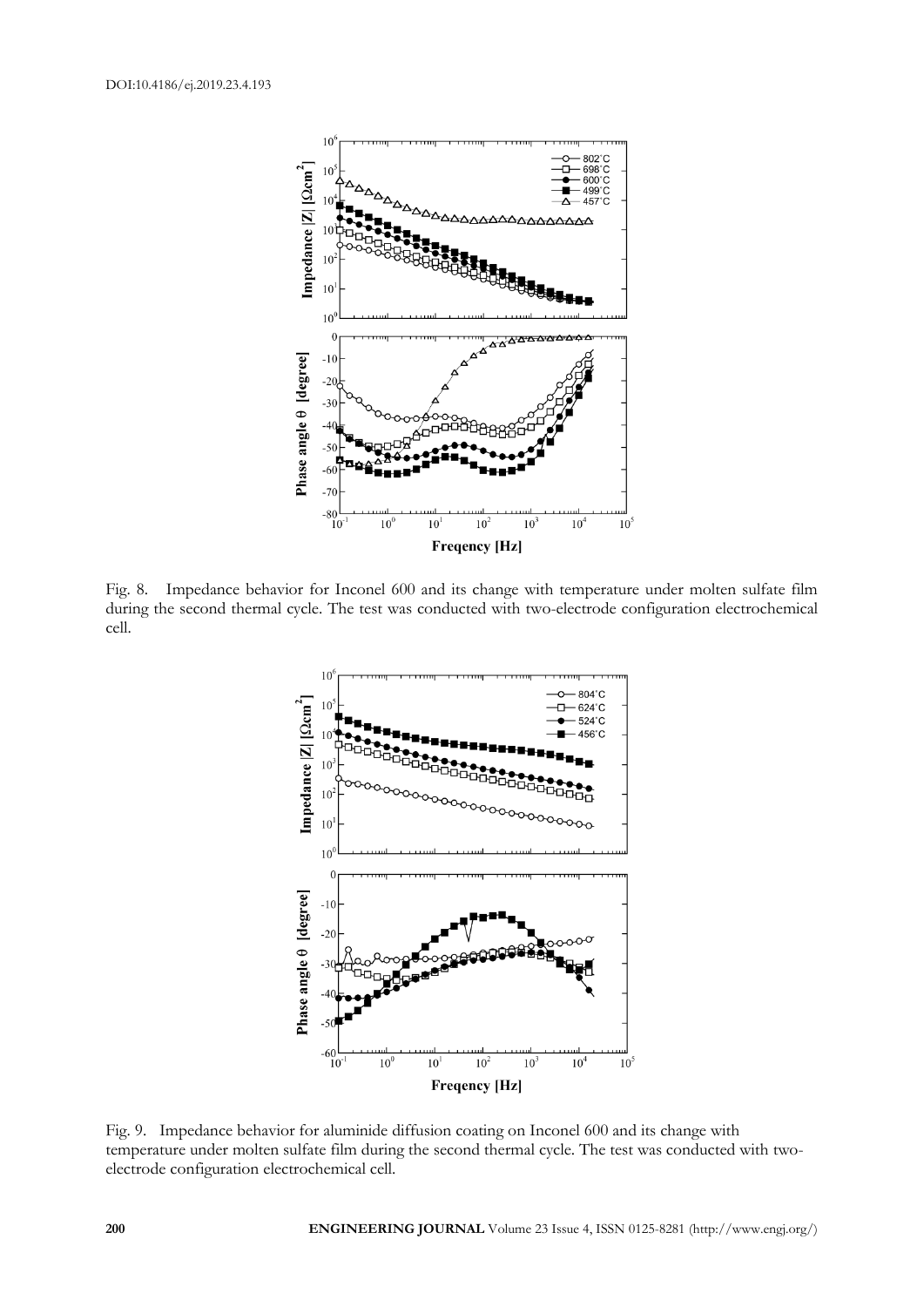Fig. 8. Impedance behavior for Inconel 600 and its change with temperature under molten sulfate film during the second thermal cycle. The test was conducted with two-electrode configuration electrochemical cell.

Fig. 9. Impedance behavior for aluminide diffusion coating on Inconel 600 and its change with temperature under molten sulfate film during the second thermal cycle. The test was conducted with two-electrode configuration electrochemical cell.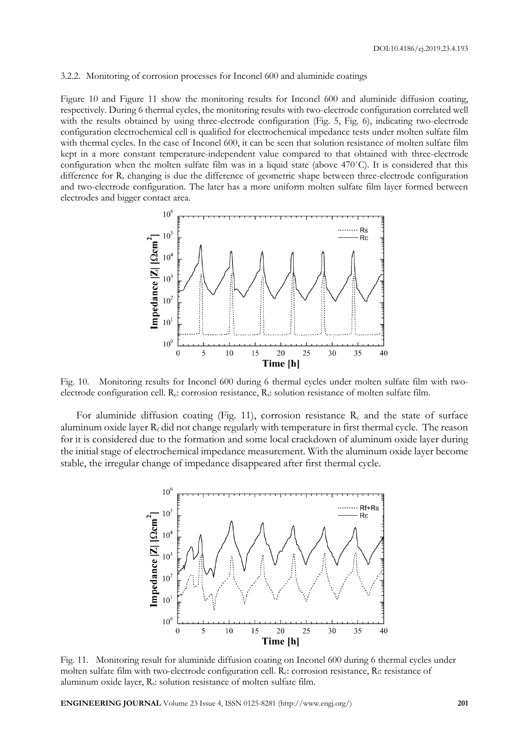3.2.2. Monitoring of corrosion processes for Inconel 600 and aluminide coatings

Figure 10 and Figure 11 show the monitoring results for Inconel 600 and aluminide diffusion coating, respectively. During 6 thermal cycles, the monitoring results with two-electrode configuration correlated well with the results obtained by using three-electrode configuration (Fig. 5, Fig. 6), indicating two-electrode configuration electrochemical cell is qualified for electrochemical impedance tests under molten sulfate film with thermal cycles. In the case of Inconel 600, it can be seen that solution resistance of molten sulfate film kept in a more constant temperature-independent value compared to that obtained with three-electrode configuration when the molten sulfate film was in a liquid state (above 470˚C). It is considered that this difference for $R_s$ changing is due the difference of geometric shape between three-electrode configuration and two-electrode configuration. The later has a more uniform molten sulfate film layer formed between electrodes and bigger contact area.

Fig. 10. Monitoring results for Inconel 600 during 6 thermal cycles under molten sulfate film with two-electrode configuration cell. $R_c$: corrosion resistance, $R_s$: solution resistance of molten sulfate film.

For aluminide diffusion coating (Fig. 11), corrosion resistance $R_c$ and the state of surface aluminum oxide layer $R_f$ did not change regularly with temperature in first thermal cycle. The reason for it is considered due to the formation and some local crackdown of aluminum oxide layer during the initial stage of electrochemical impedance measurement. With the aluminum oxide layer become stable, the irregular change of impedance disappeared after first thermal cycle.

Fig. 11. Monitoring result for aluminide diffusion coating on Inconel 600 during 6 thermal cycles under molten sulfate film with two-electrode configuration cell. $R_c$: corrosion resistance, $R_f$: resistance of aluminum oxide layer, $R_s$: solution resistance of molten sulfate film.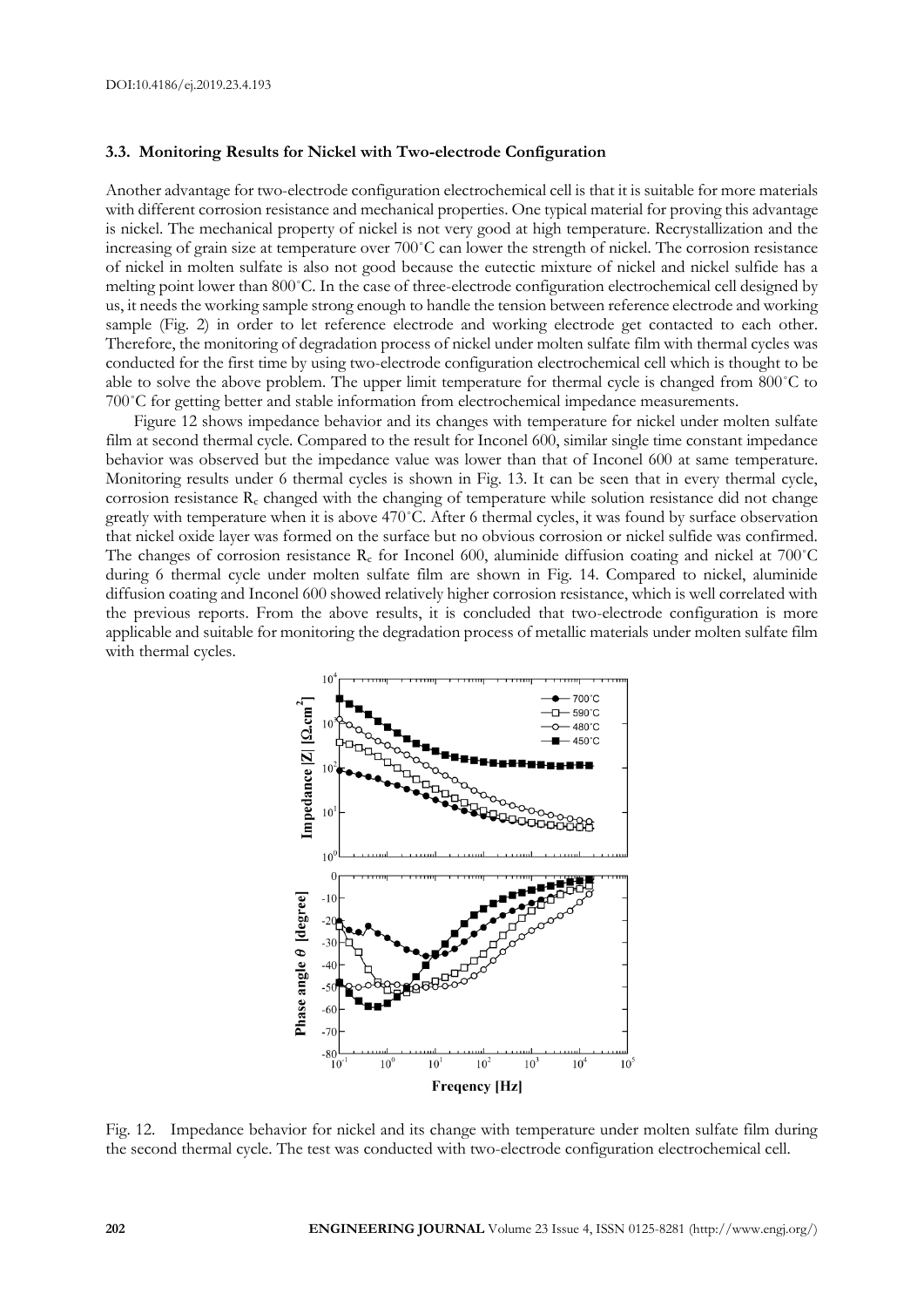### 3.3. Monitoring Results for Nickel with Two-electrode Configuration

Another advantage for two-electrode configuration electrochemical cell is that it is suitable for more materials with different corrosion resistance and mechanical properties. One typical material for proving this advantage is nickel. The mechanical property of nickel is not very good at high temperature. Recrystallization and the increasing of grain size at temperature over 700˚C can lower the strength of nickel. The corrosion resistance of nickel in molten sulfate is also not good because the eutectic mixture of nickel and nickel sulfide has a melting point lower than 800˚C. In the case of three-electrode configuration electrochemical cell designed by us, it needs the working sample strong enough to handle the tension between reference electrode and working sample (Fig. 2) in order to let reference electrode and working electrode get contacted to each other. Therefore, the monitoring of degradation process of nickel under molten sulfate film with thermal cycles was conducted for the first time by using two-electrode configuration electrochemical cell which is thought to be able to solve the above problem. The upper limit temperature for thermal cycle is changed from 800˚C to 700˚C for getting better and stable information from electrochemical impedance measurements.

Figure 12 shows impedance behavior and its changes with temperature for nickel under molten sulfate film at second thermal cycle. Compared to the result for Inconel 600, similar single time constant impedance behavior was observed but the impedance value was lower than that of Inconel 600 at same temperature. Monitoring results under 6 thermal cycles is shown in Fig. 13. It can be seen that in every thermal cycle, corrosion resistance $R_c$ changed with the changing of temperature while solution resistance did not change greatly with temperature when it is above 470˚C. After 6 thermal cycles, it was found by surface observation that nickel oxide layer was formed on the surface but no obvious corrosion or nickel sulfide was confirmed. The changes of corrosion resistance $R_c$ for Inconel 600, aluminide diffusion coating and nickel at 700˚C during 6 thermal cycle under molten sulfate film are shown in Fig. 14. Compared to nickel, aluminide diffusion coating and Inconel 600 showed relatively higher corrosion resistance, which is well correlated with the previous reports. From the above results, it is concluded that two-electrode configuration is more applicable and suitable for monitoring the degradation process of metallic materials under molten sulfate film with thermal cycles.

Fig. 12. Impedance behavior for nickel and its change with temperature under molten sulfate film during the second thermal cycle. The test was conducted with two-electrode configuration electrochemical cell.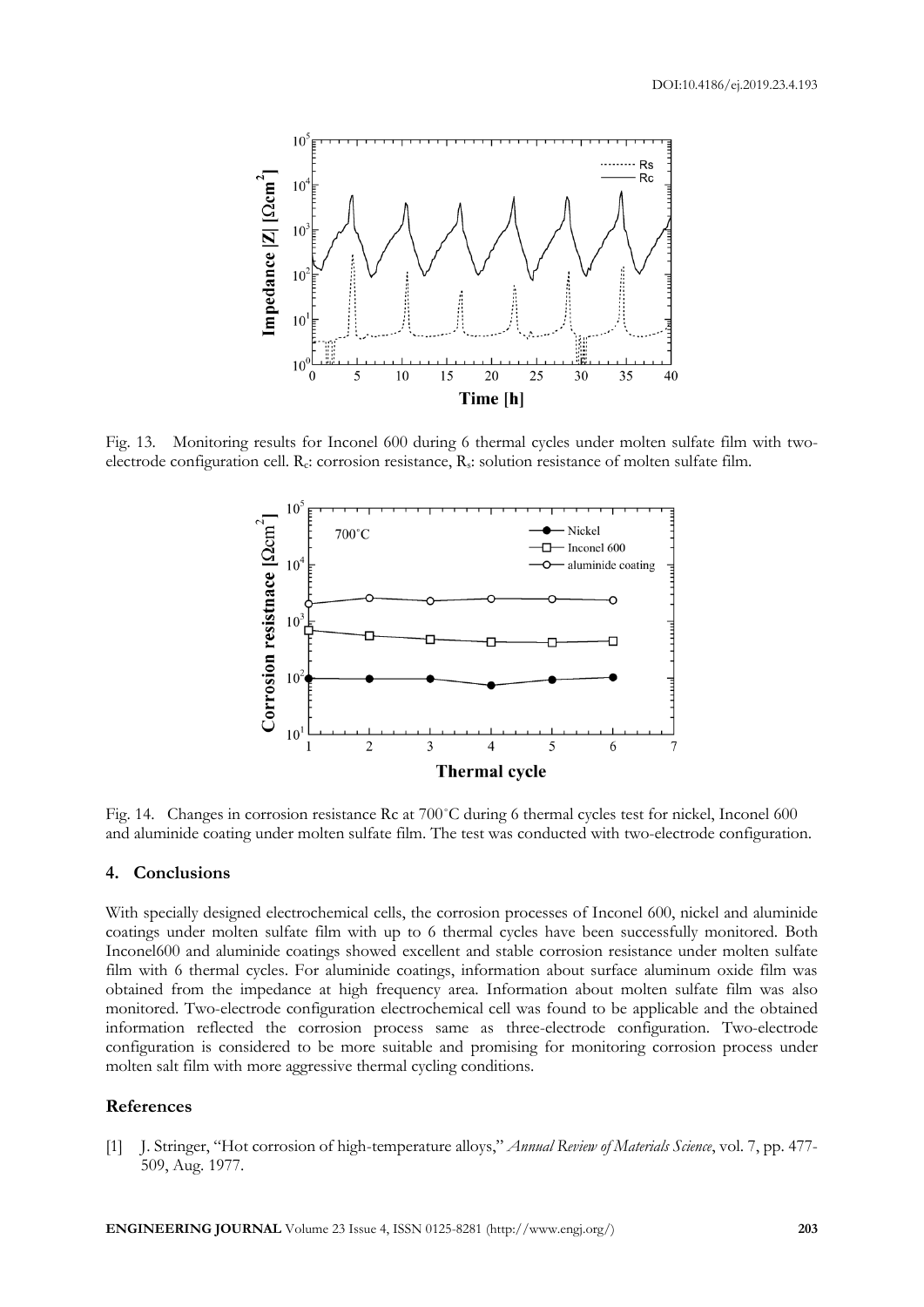Fig. 13. Monitoring results for Inconel 600 during 6 thermal cycles under molten sulfate film with two-electrode configuration cell. $R_c$: corrosion resistance, $R_s$: solution resistance of molten sulfate film.

Fig. 14. Changes in corrosion resistance Rc at 700˚C during 6 thermal cycles test for nickel, Inconel 600 and aluminide coating under molten sulfate film. The test was conducted with two-electrode configuration.

## 4. Conclusions

With specially designed electrochemical cells, the corrosion processes of Inconel 600, nickel and aluminide coatings under molten sulfate film with up to 6 thermal cycles have been successfully monitored. Both Inconel600 and aluminide coatings showed excellent and stable corrosion resistance under molten sulfate film with 6 thermal cycles. For aluminide coatings, information about surface aluminum oxide film was obtained from the impedance at high frequency area. Information about molten sulfate film was also monitored. Two-electrode configuration electrochemical cell was found to be applicable and the obtained information reflected the corrosion process same as three-electrode configuration. Two-electrode configuration is considered to be more suitable and promising for monitoring corrosion process under molten salt film with more aggressive thermal cycling conditions.

## References

[1] J. Stringer, "Hot corrosion of high-temperature alloys," *Annual Review of Materials Science*, vol. 7, pp. 477-509, Aug. 1977.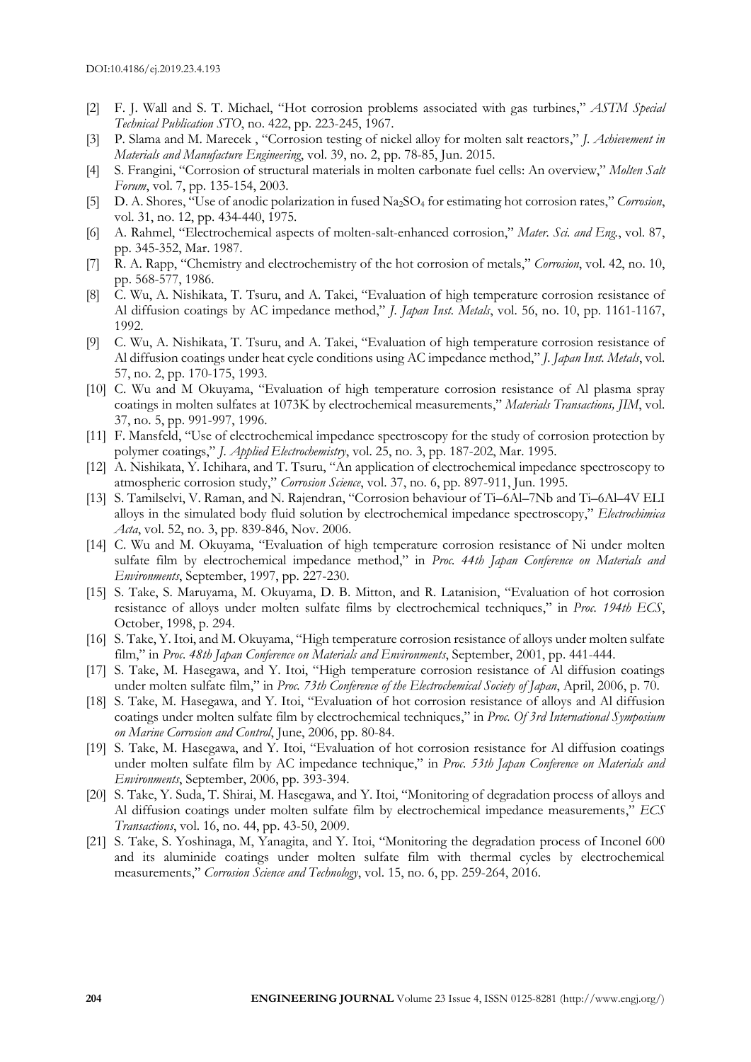[2] F. J. Wall and S. T. Michael, "Hot corrosion problems associated with gas turbines," *ASTM Special Technical Publication STO*, no. 422, pp. 223-245, 1967.

[3] P. Slama and M. Marecek , "Corrosion testing of nickel alloy for molten salt reactors," *J. Achievement in Materials and Manufacture Engineering*, vol. 39, no. 2, pp. 78-85, Jun. 2015.

[4] S. Frangini, "Corrosion of structural materials in molten carbonate fuel cells: An overview," *Molten Salt Forum*, vol. 7, pp. 135-154, 2003.

[5] D. A. Shores, "Use of anodic polarization in fused $Na_2SO_4$ for estimating hot corrosion rates," *Corrosion*, vol. 31, no. 12, pp. 434-440, 1975.

[6] A. Rahmel, "Electrochemical aspects of molten-salt-enhanced corrosion," *Mater. Sci. and Eng.*, vol. 87, pp. 345-352, Mar. 1987.

[7] R. A. Rapp, "Chemistry and electrochemistry of the hot corrosion of metals," *Corrosion*, vol. 42, no. 10, pp. 568-577, 1986.

[8] C. Wu, A. Nishikata, T. Tsuru, and A. Takei, "Evaluation of high temperature corrosion resistance of Al diffusion coatings by AC impedance method," *J. Japan Inst. Metals*, vol. 56, no. 10, pp. 1161-1167, 1992.

[9] C. Wu, A. Nishikata, T. Tsuru, and A. Takei, "Evaluation of high temperature corrosion resistance of Al diffusion coatings under heat cycle conditions using AC impedance method," *J. Japan Inst. Metals*, vol. 57, no. 2, pp. 170-175, 1993.

[10] C. Wu and M Okuyama, "Evaluation of high temperature corrosion resistance of Al plasma spray coatings in molten sulfates at 1073K by electrochemical measurements," *Materials Transactions, JIM*, vol. 37, no. 5, pp. 991-997, 1996.

[11] F. Mansfeld, "Use of electrochemical impedance spectroscopy for the study of corrosion protection by polymer coatings," *J. Applied Electrochemistry*, vol. 25, no. 3, pp. 187-202, Mar. 1995.

[12] A. Nishikata, Y. Ichihara, and T. Tsuru, "An application of electrochemical impedance spectroscopy to atmospheric corrosion study," *Corrosion Science*, vol. 37, no. 6, pp. 897-911, Jun. 1995.

[13] S. Tamilselvi, V. Raman, and N. Rajendran, "Corrosion behaviour of Ti–6Al–7Nb and Ti–6Al–4V ELI alloys in the simulated body fluid solution by electrochemical impedance spectroscopy," *Electrochimica Acta*, vol. 52, no. 3, pp. 839-846, Nov. 2006.

[14] C. Wu and M. Okuyama, "Evaluation of high temperature corrosion resistance of Ni under molten sulfate film by electrochemical impedance method," in *Proc. 44th Japan Conference on Materials and Environments*, September, 1997, pp. 227-230.

[15] S. Take, S. Maruyama, M. Okuyama, D. B. Mitton, and R. Latanision, "Evaluation of hot corrosion resistance of alloys under molten sulfate films by electrochemical techniques," in *Proc. 194th ECS*, October, 1998, p. 294.

[16] S. Take, Y. Itoi, and M. Okuyama, "High temperature corrosion resistance of alloys under molten sulfate film," in *Proc. 48th Japan Conference on Materials and Environments*, September, 2001, pp. 441-444.

[17] S. Take, M. Hasegawa, and Y. Itoi, "High temperature corrosion resistance of Al diffusion coatings under molten sulfate film," in *Proc. 73th Conference of the Electrochemical Society of Japan*, April, 2006, p. 70.

[18] S. Take, M. Hasegawa, and Y. Itoi, "Evaluation of hot corrosion resistance of alloys and Al diffusion coatings under molten sulfate film by electrochemical techniques," in *Proc. Of 3rd International Symposium on Marine Corrosion and Control*, June, 2006, pp. 80-84.

[19] S. Take, M. Hasegawa, and Y. Itoi, "Evaluation of hot corrosion resistance for Al diffusion coatings under molten sulfate film by AC impedance technique," in *Proc. 53th Japan Conference on Materials and Environments*, September, 2006, pp. 393-394.

[20] S. Take, Y. Suda, T. Shirai, M. Hasegawa, and Y. Itoi, "Monitoring of degradation process of alloys and Al diffusion coatings under molten sulfate film by electrochemical impedance measurements," *ECS Transactions*, vol. 16, no. 44, pp. 43-50, 2009.

[21] S. Take, S. Yoshinaga, M, Yanagita, and Y. Itoi, "Monitoring the degradation process of Inconel 600 and its aluminide coatings under molten sulfate film with thermal cycles by electrochemical measurements," *Corrosion Science and Technology*, vol. 15, no. 6, pp. 259-264, 2016.